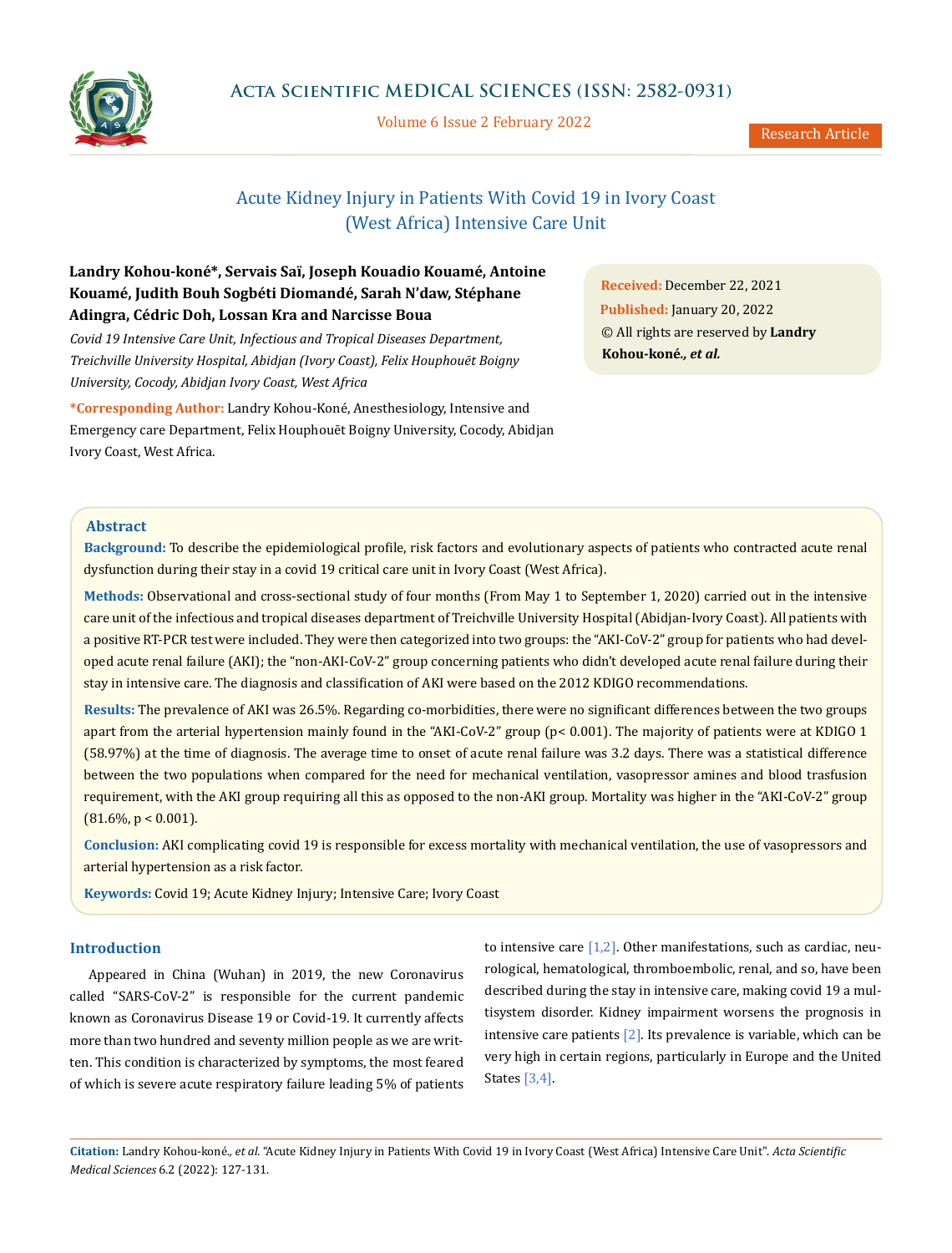# Acute Kidney Injury in Patients With Covid 19 in Ivory Coast (West Africa) Intensive Care Unit

**Landry Kohou-koné\*, Servais Saï, Joseph Kouadio Kouamé, Antoine Kouamé, Judith Bouh Sogbéti Diomandé, Sarah N'daw, Stéphane Adingra, Cédric Doh, Lossan Kra and Narcisse Boua**

*Covid 19 Intensive Care Unit, Infectious and Tropical Diseases Department, Treichville University Hospital, Abidjan (Ivory Coast), Felix Houphouēt Boigny University, Cocody, Abidjan Ivory Coast, West Africa*

**\*Corresponding Author:** Landry Kohou-Koné, Anesthesiology, Intensive and Emergency care Department, Felix Houphouēt Boigny University, Cocody, Abidjan Ivory Coast, West Africa.

**Received:** December 22, 2021
**Published:** January 20, 2022
© All rights are reserved by **Landry Kohou-koné., *et al.***

## Abstract

**Background:** To describe the epidemiological profile, risk factors and evolutionary aspects of patients who contracted acute renal dysfunction during their stay in a covid 19 critical care unit in Ivory Coast (West Africa).

**Methods:** Observational and cross-sectional study of four months (From May 1 to September 1, 2020) carried out in the intensive care unit of the infectious and tropical diseases department of Treichville University Hospital (Abidjan-Ivory Coast). All patients with a positive RT-PCR test were included. They were then categorized into two groups: the "AKI-CoV-2" group for patients who had developed acute renal failure (AKI); the "non-AKI-CoV-2" group concerning patients who didn't developed acute renal failure during their stay in intensive care. The diagnosis and classification of AKI were based on the 2012 KDIGO recommendations.

**Results:** The prevalence of AKI was 26.5%. Regarding co-morbidities, there were no significant differences between the two groups apart from the arterial hypertension mainly found in the "AKI-CoV-2" group ($p < 0.001$). The majority of patients were at KDIGO 1 (58.97%) at the time of diagnosis. The average time to onset of acute renal failure was 3.2 days. There was a statistical difference between the two populations when compared for the need for mechanical ventilation, vasopressor amines and blood trasfusion requirement, with the AKI group requiring all this as opposed to the non-AKI group. Mortality was higher in the "AKI-CoV-2" group (81.6%, $p < 0.001$).

**Conclusion:** AKI complicating covid 19 is responsible for excess mortality with mechanical ventilation, the use of vasopressors and arterial hypertension as a risk factor.

**Keywords:** Covid 19; Acute Kidney Injury; Intensive Care; Ivory Coast

## Introduction

Appeared in China (Wuhan) in 2019, the new Coronavirus called "SARS-CoV-2" is responsible for the current pandemic known as Coronavirus Disease 19 or Covid-19. It currently affects more than two hundred and seventy million people as we are written. This condition is characterized by symptoms, the most feared of which is severe acute respiratory failure leading 5% of patients to intensive care [1,2]. Other manifestations, such as cardiac, neurological, hematological, thromboembolic, renal, and so, have been described during the stay in intensive care, making covid 19 a multisystem disorder. Kidney impairment worsens the prognosis in intensive care patients [2]. Its prevalence is variable, which can be very high in certain regions, particularly in Europe and the United States [3,4].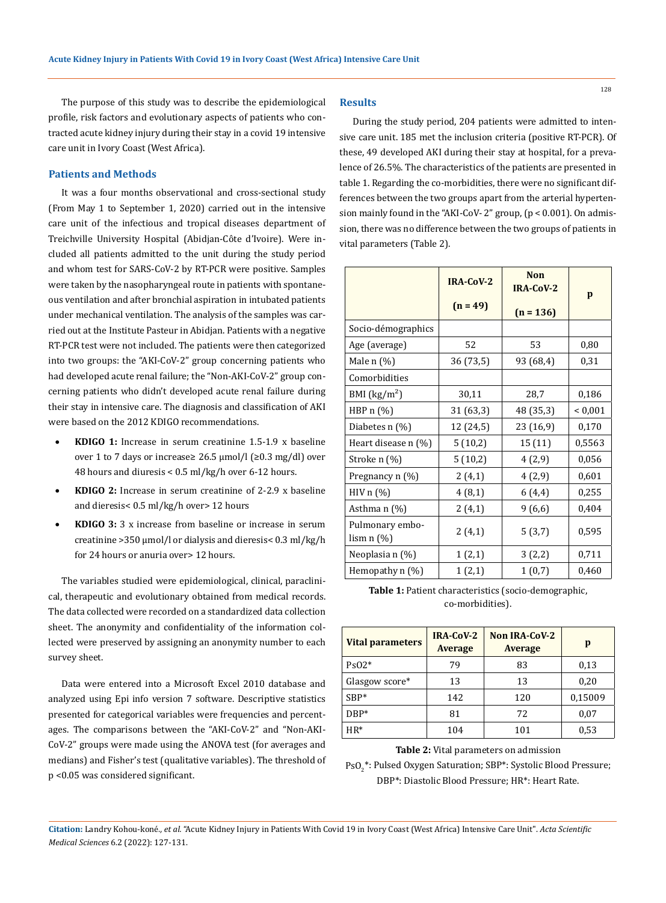The purpose of this study was to describe the epidemiological profile, risk factors and evolutionary aspects of patients who contracted acute kidney injury during their stay in a covid 19 intensive care unit in Ivory Coast (West Africa).

## Patients and Methods

It was a four months observational and cross-sectional study (From May 1 to September 1, 2020) carried out in the intensive care unit of the infectious and tropical diseases department of Treichville University Hospital (Abidjan-Côte d'Ivoire). Were included all patients admitted to the unit during the study period and whom test for SARS-CoV-2 by RT-PCR were positive. Samples were taken by the nasopharyngeal route in patients with spontaneous ventilation and after bronchial aspiration in intubated patients under mechanical ventilation. The analysis of the samples was carried out at the Institute Pasteur in Abidjan. Patients with a negative RT-PCR test were not included. The patients were then categorized into two groups: the "AKI-CoV-2" group concerning patients who had developed acute renal failure; the "Non-AKI-CoV-2" group concerning patients who didn't developed acute renal failure during their stay in intensive care. The diagnosis and classification of AKI were based on the 2012 KDIGO recommendations.

- **KDIGO 1:** Increase in serum creatinine 1.5-1.9 x baseline over 1 to 7 days or increase≥ 26.5 μmol/l (≥0.3 mg/dl) over 48 hours and diuresis < 0.5 ml/kg/h over 6-12 hours.
- **KDIGO 2:** Increase in serum creatinine of 2-2.9 x baseline and dieresis< 0.5 ml/kg/h over> 12 hours
- **KDIGO 3:** 3 x increase from baseline or increase in serum creatinine >350 μmol/l or dialysis and dieresis< 0.3 ml/kg/h for 24 hours or anuria over> 12 hours.

The variables studied were epidemiological, clinical, paraclinical, therapeutic and evolutionary obtained from medical records. The data collected were recorded on a standardized data collection sheet. The anonymity and confidentiality of the information collected were preserved by assigning an anonymity number to each survey sheet.

Data were entered into a Microsoft Excel 2010 database and analyzed using Epi info version 7 software. Descriptive statistics presented for categorical variables were frequencies and percentages. The comparisons between the "AKI-CoV-2" and "Non-AKI-CoV-2" groups were made using the ANOVA test (for averages and medians) and Fisher's test (qualitative variables). The threshold of p <0.05 was considered significant.

## Results

During the study period, 204 patients were admitted to intensive care unit. 185 met the inclusion criteria (positive RT-PCR). Of these, 49 developed AKI during their stay at hospital, for a prevalence of 26.5%. The characteristics of the patients are presented in table 1. Regarding the co-morbidities, there were no significant differences between the two groups apart from the arterial hypertension mainly found in the "AKI-CoV- 2" group, (p < 0.001). On admission, there was no difference between the two groups of patients in vital parameters (Table 2).

| | IRA-CoV-2 (n = 49) | Non IRA-CoV-2 (n = 136) | p |
|---|---|---|---|
| Socio-démographics | | | |
| Age (average) | 52 | 53 | 0,80 |
| Male n (%) | 36 (73,5) | 93 (68,4) | 0,31 |
| Comorbidities | | | |
| BMI (kg/m$^2$) | 30,11 | 28,7 | 0,186 |
| HBP n (%) | 31 (63,3) | 48 (35,3) | < 0,001 |
| Diabetes n (%) | 12 (24,5) | 23 (16,9) | 0,170 |
| Heart disease n (%) | 5 (10,2) | 15 (11) | 0,5563 |
| Stroke n (%) | 5 (10,2) | 4 (2,9) | 0,056 |
| Pregnancy n (%) | 2 (4,1) | 4 (2,9) | 0,601 |
| HIV n (%) | 4 (8,1) | 6 (4,4) | 0,255 |
| Asthma n (%) | 2 (4,1) | 9 (6,6) | 0,404 |
| Pulmonary embolism n (%) | 2 (4,1) | 5 (3,7) | 0,595 |
| Neoplasia n (%) | 1 (2,1) | 3 (2,2) | 0,711 |
| Hemopathy n (%) | 1 (2,1) | 1 (0,7) | 0,460 |

**Table 1:** Patient characteristics (socio-demographic, co-morbidities).

| Vital parameters | IRA-CoV-2 Average | Non IRA-CoV-2 Average | p |
|---|---|---|---|
| PsO2* | 79 | 83 | 0,13 |
| Glasgow score* | 13 | 13 | 0,20 |
| SBP* | 142 | 120 | 0,15009 |
| DBP* | 81 | 72 | 0,07 |
| HR* | 104 | 101 | 0,53 |

**Table 2:** Vital parameters on admission

$PsO_2$*: Pulsed Oxygen Saturation; SBP*: Systolic Blood Pressure; DBP*: Diastolic Blood Pressure; HR*: Heart Rate.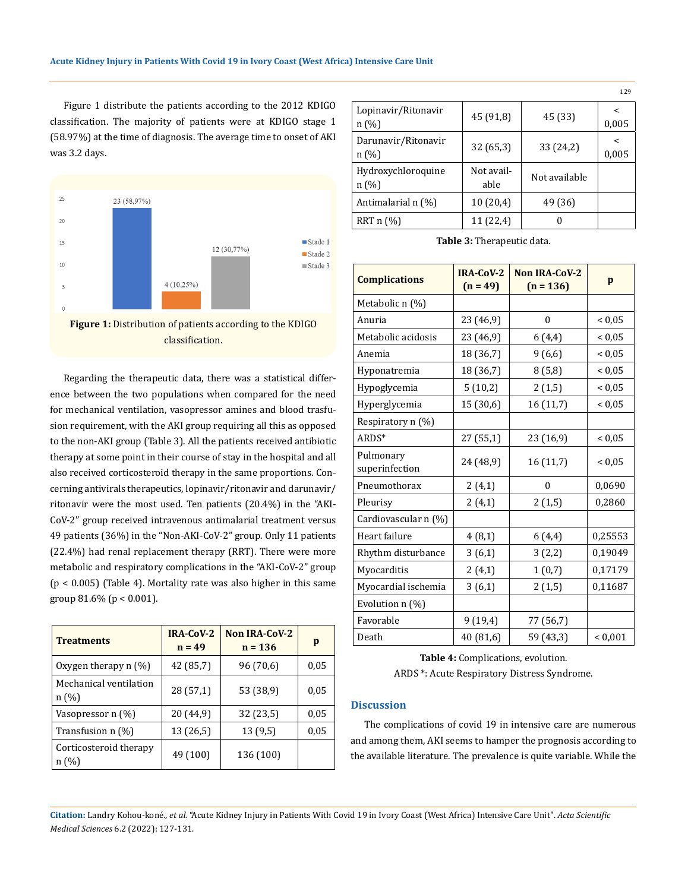Figure 1 distribute the patients according to the 2012 KDIGO classification. The majority of patients were at KDIGO stage 1 (58.97%) at the time of diagnosis. The average time to onset of AKI was 3.2 days.

25
20
15
10
5
0
23 (58,97%)
4 (10,25%)
12 (30,77%)
Stade 1
Stade 2
Stade 3

**Figure 1:** Distribution of patients according to the KDIGO classification.

Regarding the therapeutic data, there was a statistical difference between the two populations when compared for the need for mechanical ventilation, vasopressor amines and blood trasfusion requirement, with the AKI group requiring all this as opposed to the non-AKI group (Table 3). All the patients received antibiotic therapy at some point in their course of stay in the hospital and all also received corticosteroid therapy in the same proportions. Concerning antivirals therapeutics, lopinavir/ritonavir and darunavir/ritonavir were the most used. Ten patients (20.4%) in the "AKI-CoV-2" group received intravenous antimalarial treatment versus 49 patients (36%) in the "Non-AKI-CoV-2" group. Only 11 patients (22.4%) had renal replacement therapy (RRT). There were more metabolic and respiratory complications in the "AKI-CoV-2" group (p < 0.005) (Table 4). Mortality rate was also higher in this same group 81.6% (p < 0.001).

| Treatments | IRA-CoV-2 n = 49 | Non IRA-CoV-2 n = 136 | p |
|---|---|---|---|
| Oxygen therapy n (%) | 42 (85,7) | 96 (70,6) | 0,05 |
| Mechanical ventilation n (%) | 28 (57,1) | 53 (38,9) | 0,05 |
| Vasopressor n (%) | 20 (44,9) | 32 (23,5) | 0,05 |
| Transfusion n (%) | 13 (26,5) | 13 (9,5) | 0,05 |
| Corticosteroid therapy n (%) | 49 (100) | 136 (100) | |
| Lopinavir/Ritonavir n (%) | 45 (91,8) | 45 (33) | < 0,005 |
| Darunavir/Ritonavir n (%) | 32 (65,3) | 33 (24,2) | < 0,005 |
| Hydroxychloroquine n (%) | Not available | Not available | |
| Antimalarial n (%) | 10 (20,4) | 49 (36) | |
| RRT n (%) | 11 (22,4) | 0 | |

**Table 3:** Therapeutic data.

| Complications | IRA-CoV-2 (n = 49) | Non IRA-CoV-2 (n = 136) | p |
|---|---|---|---|
| Metabolic n (%) | | | |
| Anuria | 23 (46,9) | 0 | < 0,05 |
| Metabolic acidosis | 23 (46,9) | 6 (4,4) | < 0,05 |
| Anemia | 18 (36,7) | 9 (6,6) | < 0,05 |
| Hyponatremia | 18 (36,7) | 8 (5,8) | < 0,05 |
| Hypoglycemia | 5 (10,2) | 2 (1,5) | < 0,05 |
| Hyperglycemia | 15 (30,6) | 16 (11,7) | < 0,05 |
| Respiratory n (%) | | | |
| ARDS* | 27 (55,1) | 23 (16,9) | < 0,05 |
| Pulmonary superinfection | 24 (48,9) | 16 (11,7) | < 0,05 |
| Pneumothorax | 2 (4,1) | 0 | 0,0690 |
| Pleurisy | 2 (4,1) | 2 (1,5) | 0,2860 |
| Cardiovascular n (%) | | | |
| Heart failure | 4 (8,1) | 6 (4,4) | 0,25553 |
| Rhythm disturbance | 3 (6,1) | 3 (2,2) | 0,19049 |
| Myocarditis | 2 (4,1) | 1 (0,7) | 0,17179 |
| Myocardial ischemia | 3 (6,1) | 2 (1,5) | 0,11687 |
| Evolution n (%) | | | |
| Favorable | 9 (19,4) | 77 (56,7) | |
| Death | 40 (81,6) | 59 (43,3) | < 0,001 |

**Table 4:** Complications, evolution.
ARDS *: Acute Respiratory Distress Syndrome.

## Discussion

The complications of covid 19 in intensive care are numerous and among them, AKI seems to hamper the prognosis according to the available literature. The prevalence is quite variable. While the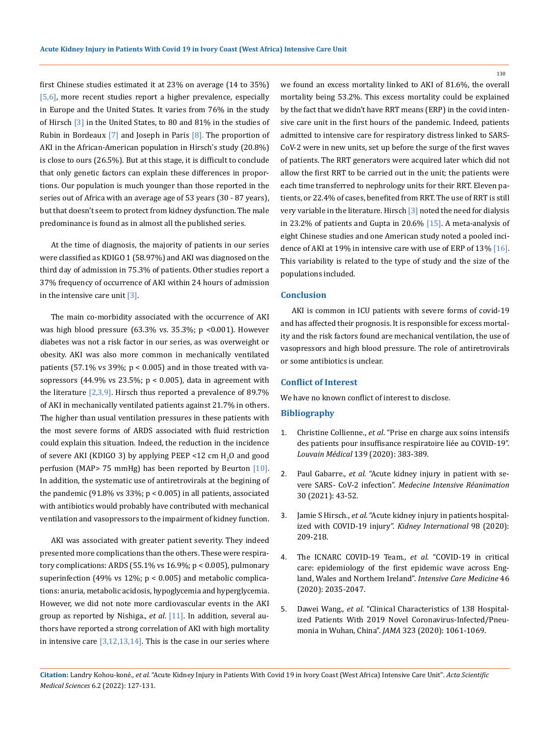first Chinese studies estimated it at 23% on average (14 to 35%) [5,6], more recent studies report a higher prevalence, especially in Europe and the United States. It varies from 76% in the study of Hirsch [3] in the United States, to 80 and 81% in the studies of Rubin in Bordeaux [7] and Joseph in Paris [8]. The proportion of AKI in the African-American population in Hirsch's study (20.8%) is close to ours (26.5%). But at this stage, it is difficult to conclude that only genetic factors can explain these differences in proportions. Our population is much younger than those reported in the series out of Africa with an average age of 53 years (30 - 87 years), but that doesn't seem to protect from kidney dysfunction. The male predominance is found as in almost all the published series.

At the time of diagnosis, the majority of patients in our series were classified as KDIGO 1 (58.97%) and AKI was diagnosed on the third day of admission in 75.3% of patients. Other studies report a 37% frequency of occurrence of AKI within 24 hours of admission in the intensive care unit [3].

The main co-morbidity associated with the occurrence of AKI was high blood pressure (63.3% vs. 35.3%; $p < 0.001$). However diabetes was not a risk factor in our series, as was overweight or obesity. AKI was also more common in mechanically ventilated patients (57.1% vs 39%; $p < 0.005$) and in those treated with vasopressors (44.9% vs 23.5%; $p < 0.005$), data in agreement with the literature [2,3,9]. Hirsch thus reported a prevalence of 89.7% of AKI in mechanically ventilated patients against 21.7% in others. The higher than usual ventilation pressures in these patients with the most severe forms of ARDS associated with fluid restriction could explain this situation. Indeed, the reduction in the incidence of severe AKI (KDIGO 3) by applying PEEP <12 cm $H_2O$ and good perfusion (MAP> 75 mmHg) has been reported by Beurton [10]. In addition, the systematic use of antiretrovirals at the begining of the pandemic (91.8% vs 33%; $p < 0.005$) in all patients, associated with antibiotics would probably have contributed with mechanical ventilation and vasopressors to the impairment of kidney function.

AKI was associated with greater patient severity. They indeed presented more complications than the others. These were respiratory complications: ARDS (55.1% vs 16.9%; $p < 0.005$), pulmonary superinfection (49% vs 12%; $p < 0.005$) and metabolic complications: anuria, metabolic acidosis, hypoglycemia and hyperglycemia. However, we did not note more cardiovascular events in the AKI group as reported by Nishiga., *et al*. [11]. In addition, several authors have reported a strong correlation of AKI with high mortality in intensive care [3,12,13,14]. This is the case in our series where we found an excess mortality linked to AKI of 81.6%, the overall mortality being 53.2%. This excess mortality could be explained by the fact that we didn't have RRT means (ERP) in the covid intensive care unit in the first hours of the pandemic. Indeed, patients admitted to intensive care for respiratory distress linked to SARS-CoV-2 were in new units, set up before the surge of the first waves of patients. The RRT generators were acquired later which did not allow the first RRT to be carried out in the unit; the patients were each time transferred to nephrology units for their RRT. Eleven patients, or 22.4% of cases, benefited from RRT. The use of RRT is still very variable in the literature. Hirsch [3] noted the need for dialysis in 23.2% of patients and Gupta in 20.6% [15]. A meta-analysis of eight Chinese studies and one American study noted a pooled incidence of AKI at 19% in intensive care with use of ERP of 13% [16]. This variability is related to the type of study and the size of the populations included.

## Conclusion

AKI is common in ICU patients with severe forms of covid-19 and has affected their prognosis. It is responsible for excess mortality and the risk factors found are mechanical ventilation, the use of vasopressors and high blood pressure. The role of antiretrovirals or some antibiotics is unclear.

## Conflict of Interest

We have no known conflict of interest to disclose.

## Bibliography

1. Christine Collienne., *et al*. "Prise en charge aux soins intensifs des patients pour insuffisance respiratoire liée au COVID-19". *Louvain Médical* 139 (2020): 383-389.
2. Paul Gabarre., *et al*. "Acute kidney injury in patient with severe SARS- CoV-2 infection". *Medecine Intensive Réanimation* 30 (2021): 43-52.
3. Jamie S Hirsch., *et al*. "Acute kidney injury in patients hospitalized with COVID-19 injury". *Kidney International* 98 (2020): 209-218.
4. The ICNARC COVID-19 Team., *et al*. "COVID-19 in critical care: epidemiology of the first epidemic wave across England, Wales and Northem Ireland". *Intensive Care Medicine* 46 (2020): 2035-2047.
5. Dawei Wang., *et al*. "Clinical Characteristics of 138 Hospitalized Patients With 2019 Novel Coronavirus-Infected/Pneumonia in Wuhan, China". *JAMA* 323 (2020): 1061-1069.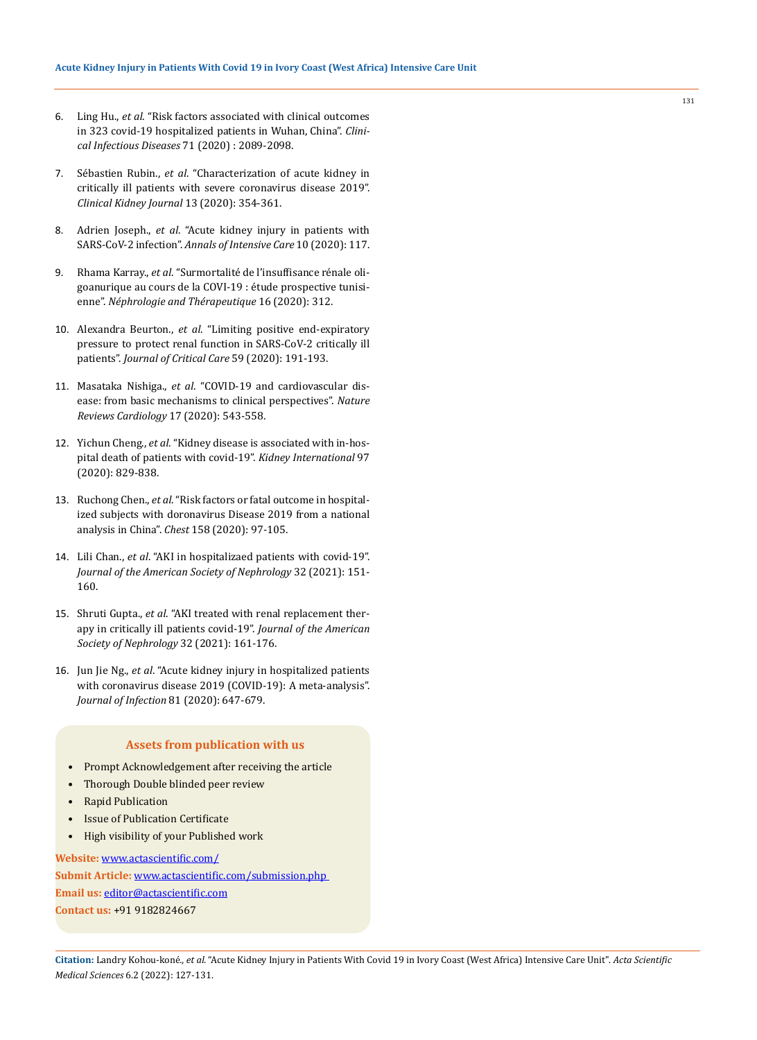6. Ling Hu., *et al*. "Risk factors associated with clinical outcomes in 323 covid-19 hospitalized patients in Wuhan, China". *Clinical Infectious Diseases* 71 (2020) : 2089-2098.

7. Sébastien Rubin., *et al*. "Characterization of acute kidney in critically ill patients with severe coronavirus disease 2019". *Clinical Kidney Journal* 13 (2020): 354-361.

8. Adrien Joseph., *et al*. "Acute kidney injury in patients with SARS-CoV-2 infection". *Annals of Intensive Care* 10 (2020): 117.

9. Rhama Karray., *et al*. "Surmortalité de l'insuffisance rénale oligoanurique au cours de la COVI-19 : étude prospective tunisienne". *Néphrologie and Thérapeutique* 16 (2020): 312.

10. Alexandra Beurton., *et al*. "Limiting positive end-expiratory pressure to protect renal function in SARS-CoV-2 critically ill patients". *Journal of Critical Care* 59 (2020): 191-193.

11. Masataka Nishiga., *et al*. "COVID-19 and cardiovascular disease: from basic mechanisms to clinical perspectives". *Nature Reviews Cardiology* 17 (2020): 543-558.

12. Yichun Cheng., *et al*. "Kidney disease is associated with in-hospital death of patients with covid-19". *Kidney International* 97 (2020): 829-838.

13. Ruchong Chen., *et al*. "Risk factors or fatal outcome in hospitalized subjects with doronavirus Disease 2019 from a national analysis in China". *Chest* 158 (2020): 97-105.

14. Lili Chan., *et al*. "AKI in hospitalizaed patients with covid-19". *Journal of the American Society of Nephrology* 32 (2021): 151-160.

15. Shruti Gupta., *et al*. "AKI treated with renal replacement therapy in critically ill patients covid-19". *Journal of the American Society of Nephrology* 32 (2021): 161-176.

16. Jun Jie Ng., *et al*. "Acute kidney injury in hospitalized patients with coronavirus disease 2019 (COVID-19): A meta-analysis". *Journal of Infection* 81 (2020): 647-679.

**Assets from publication with us**

- Prompt Acknowledgement after receiving the article
- Thorough Double blinded peer review
- Rapid Publication
- Issue of Publication Certificate
- High visibility of your Published work

**Website:** www.actascientific.com/
**Submit Article:** www.actascientific.com/submission.php
**Email us:** editor@actascientific.com
**Contact us:** +91 9182824667